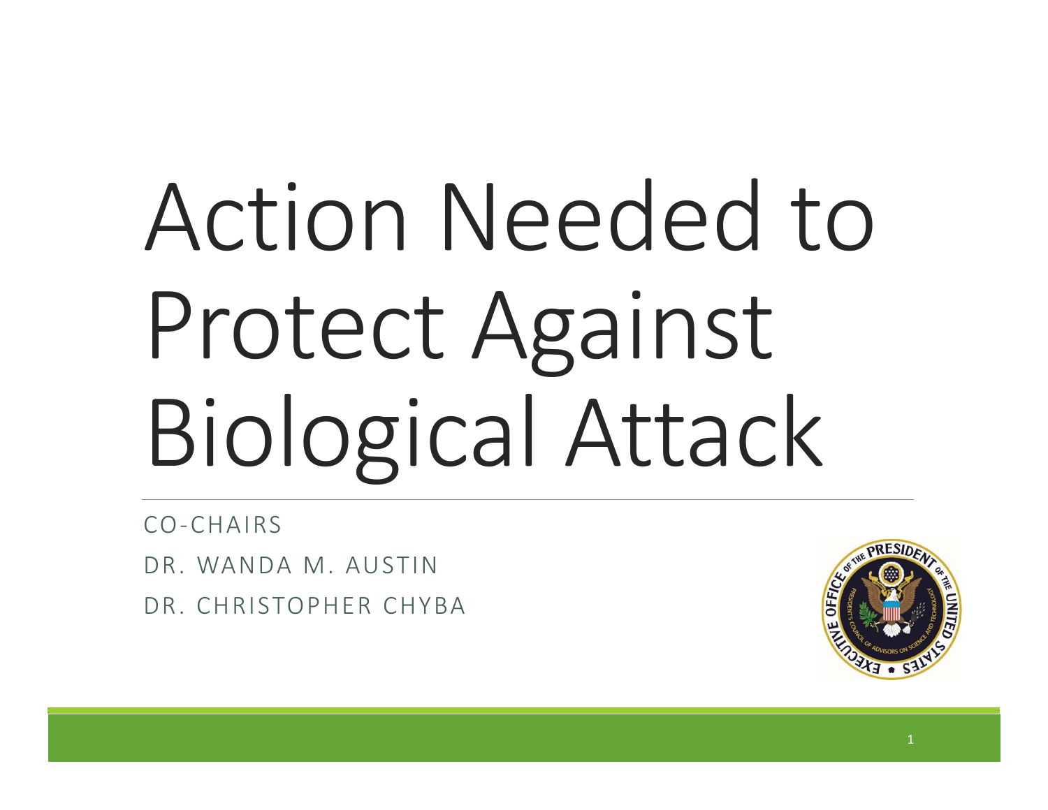# Action Needed to Protect Against Biological Attack

CO-CHAIRS

DR. WANDA M. AUSTIN

DR. CHRISTOPHER CHYBA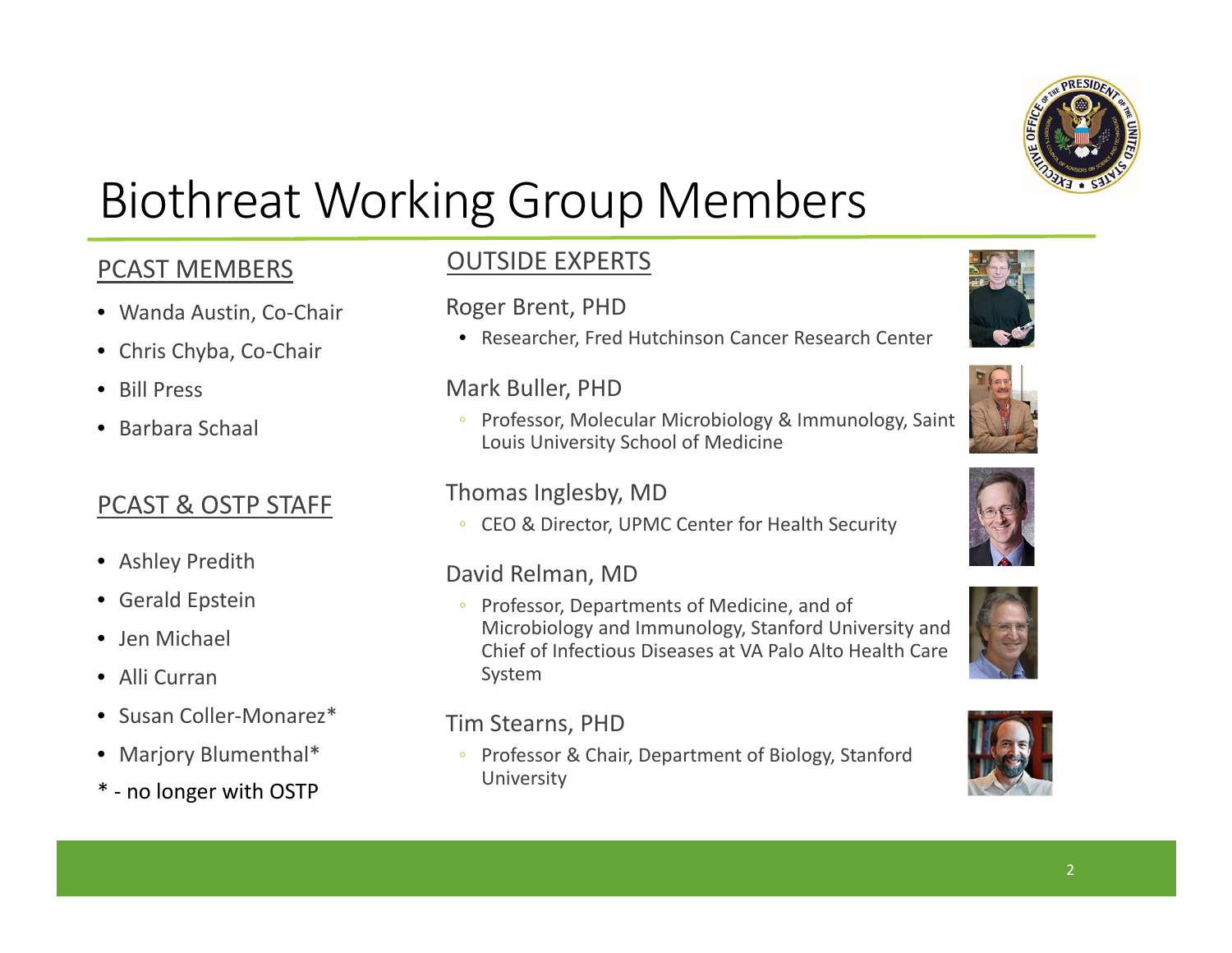# Biothreat Working Group Members

## PCAST MEMBERS

- Wanda Austin, Co-Chair
- Chris Chyba, Co-Chair
- Bill Press
- Barbara Schaal

## PCAST & OSTP STAFF

- Ashley Predith
- Gerald Epstein
- Jen Michael
- Alli Curran
- Susan Coller-Monarez*
- Marjory Blumenthal*

\* - no longer with OSTP

## OUTSIDE EXPERTS

### Roger Brent, PHD

- Researcher, Fred Hutchinson Cancer Research Center

### Mark Buller, PHD

- Professor, Molecular Microbiology & Immunology, Saint Louis University School of Medicine

### Thomas Inglesby, MD

- CEO & Director, UPMC Center for Health Security

### David Relman, MD

- Professor, Departments of Medicine, and of Microbiology and Immunology, Stanford University and Chief of Infectious Diseases at VA Palo Alto Health Care System

### Tim Stearns, PHD

- Professor & Chair, Department of Biology, Stanford University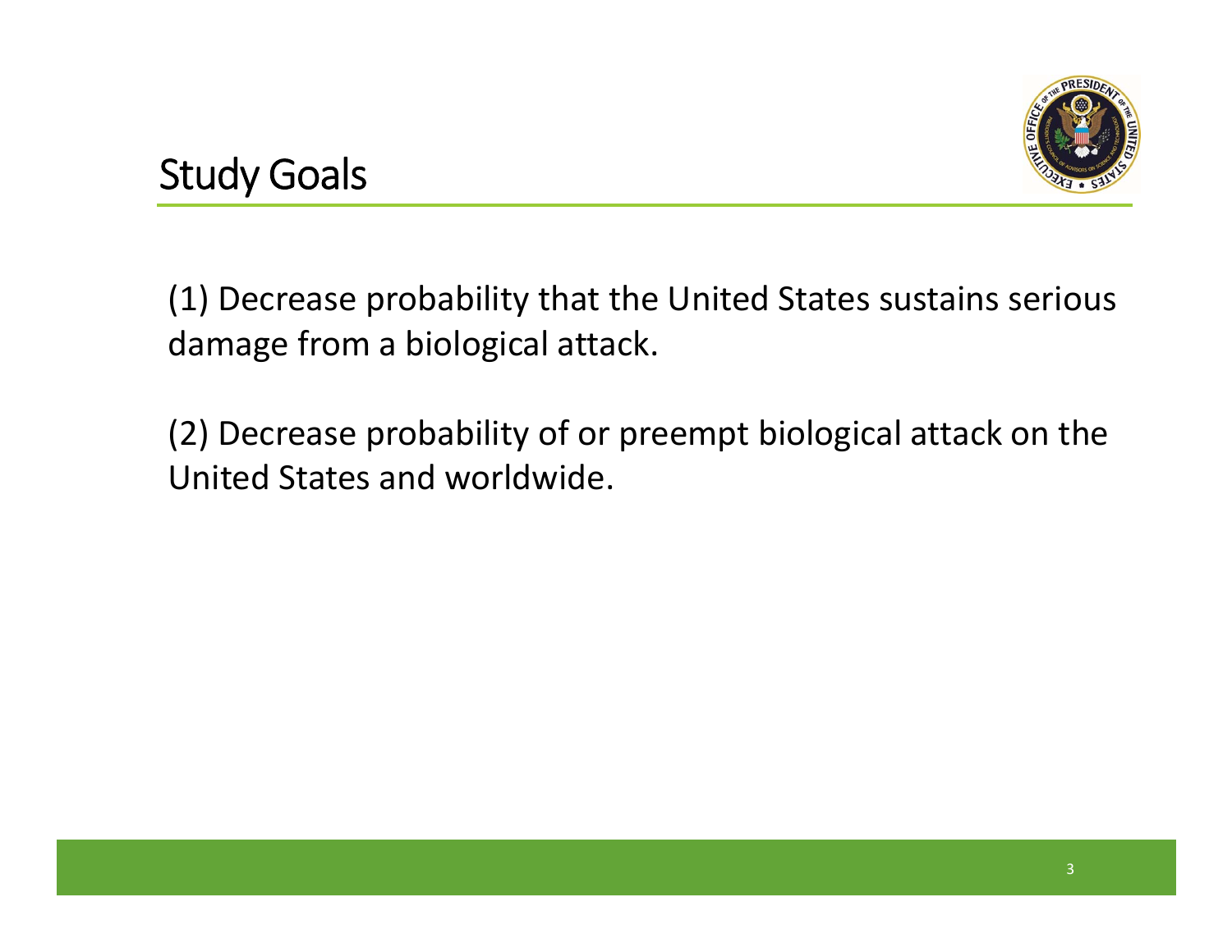# Study Goals

(1) Decrease probability that the United States sustains serious damage from a biological attack.

(2) Decrease probability of or preempt biological attack on the United States and worldwide.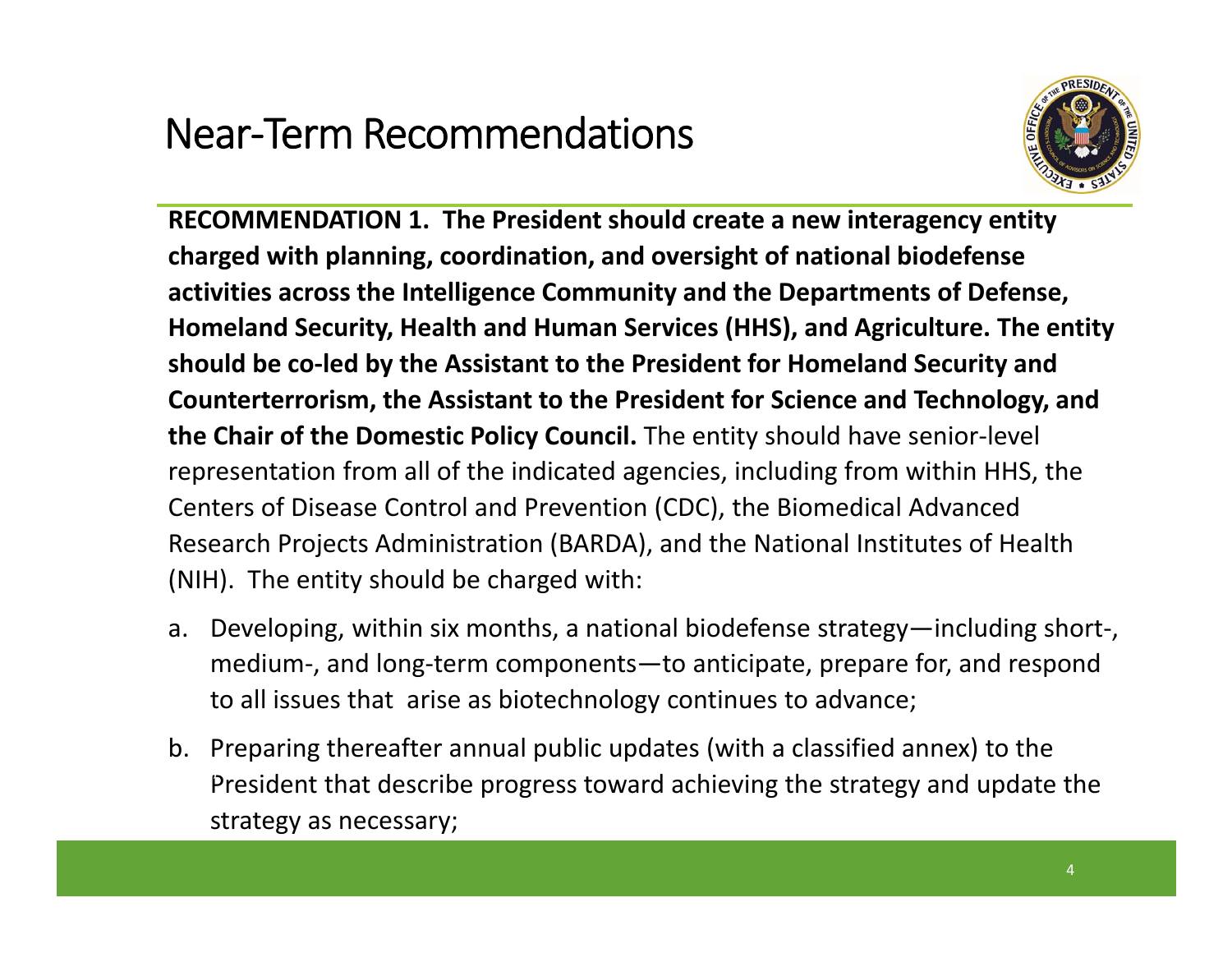# Near-Term Recommendations

**RECOMMENDATION 1. The President should create a new interagency entity charged with planning, coordination, and oversight of national biodefense activities across the Intelligence Community and the Departments of Defense, Homeland Security, Health and Human Services (HHS), and Agriculture. The entity should be co-led by the Assistant to the President for Homeland Security and Counterterrorism, the Assistant to the President for Science and Technology, and the Chair of the Domestic Policy Council.** The entity should have senior-level representation from all of the indicated agencies, including from within HHS, the Centers of Disease Control and Prevention (CDC), the Biomedical Advanced Research Projects Administration (BARDA), and the National Institutes of Health (NIH). The entity should be charged with:

a. Developing, within six months, a national biodefense strategy—including short-, medium-, and long-term components—to anticipate, prepare for, and respond to all issues that arise as biotechnology continues to advance;

b. Preparing thereafter annual public updates (with a classified annex) to the President that describe progress toward achieving the strategy and update the strategy as necessary;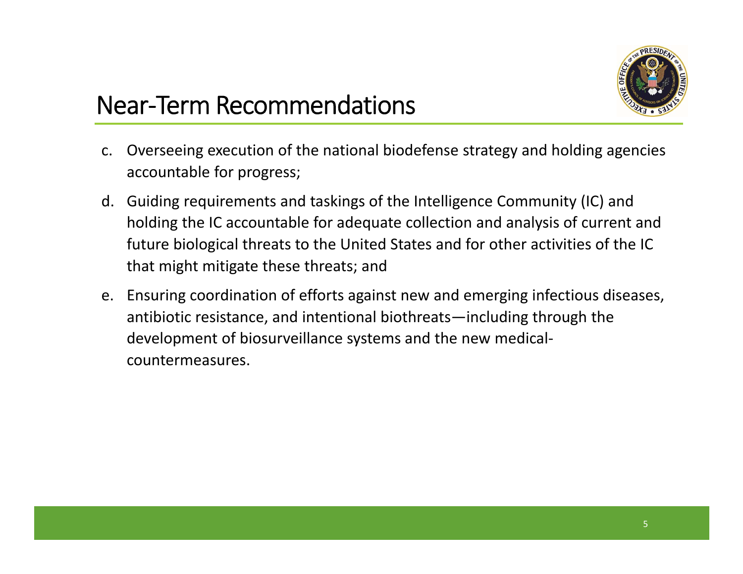## Near-Term Recommendations

c. Overseeing execution of the national biodefense strategy and holding agencies accountable for progress;

d. Guiding requirements and taskings of the Intelligence Community (IC) and holding the IC accountable for adequate collection and analysis of current and future biological threats to the United States and for other activities of the IC that might mitigate these threats; and

e. Ensuring coordination of efforts against new and emerging infectious diseases, antibiotic resistance, and intentional biothreats—including through the development of biosurveillance systems and the new medical-countermeasures.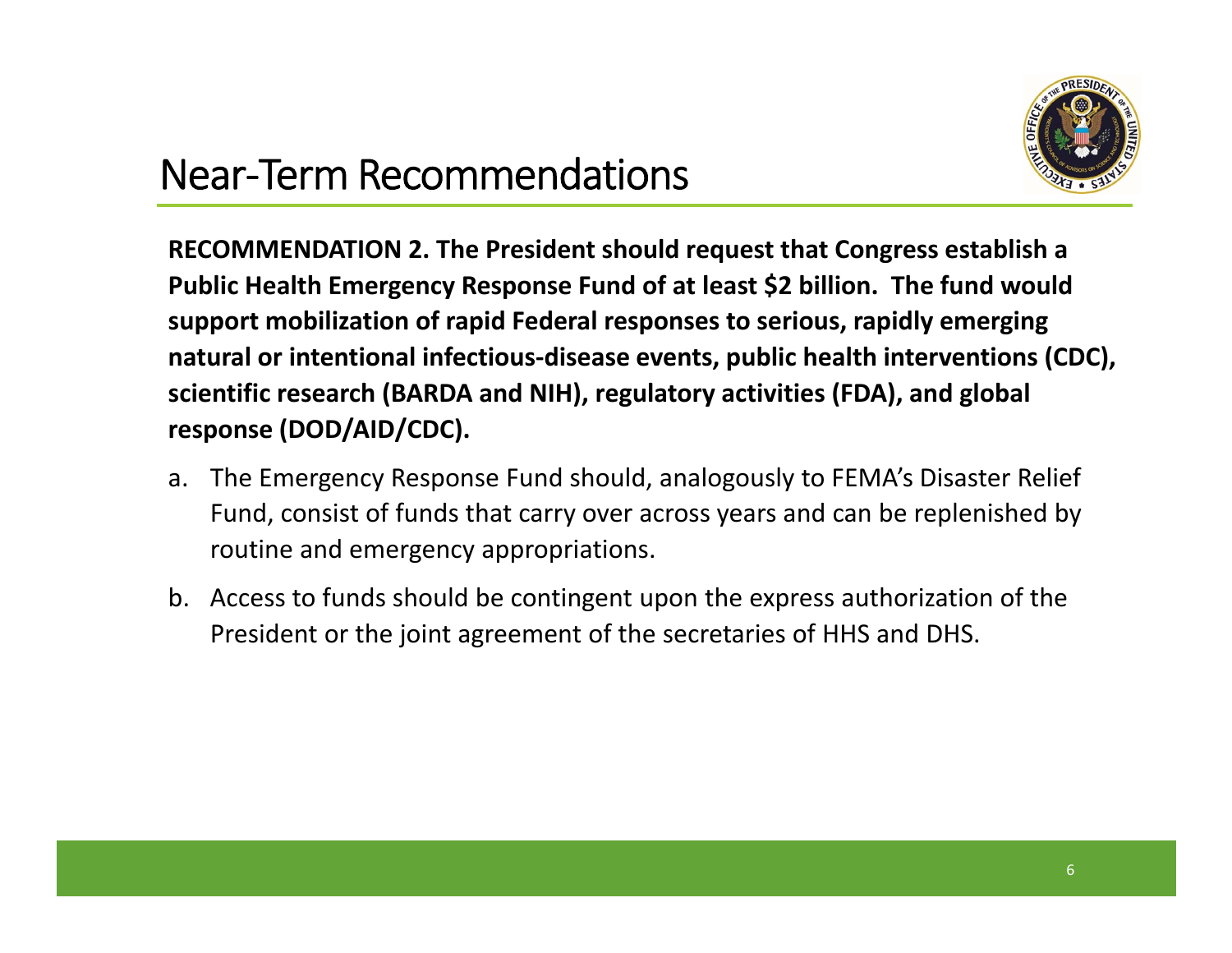# Near-Term Recommendations

**RECOMMENDATION 2. The President should request that Congress establish a Public Health Emergency Response Fund of at least $2 billion. The fund would support mobilization of rapid Federal responses to serious, rapidly emerging natural or intentional infectious-disease events, public health interventions (CDC), scientific research (BARDA and NIH), regulatory activities (FDA), and global response (DOD/AID/CDC).**

a. The Emergency Response Fund should, analogously to FEMA's Disaster Relief Fund, consist of funds that carry over across years and can be replenished by routine and emergency appropriations.

b. Access to funds should be contingent upon the express authorization of the President or the joint agreement of the secretaries of HHS and DHS.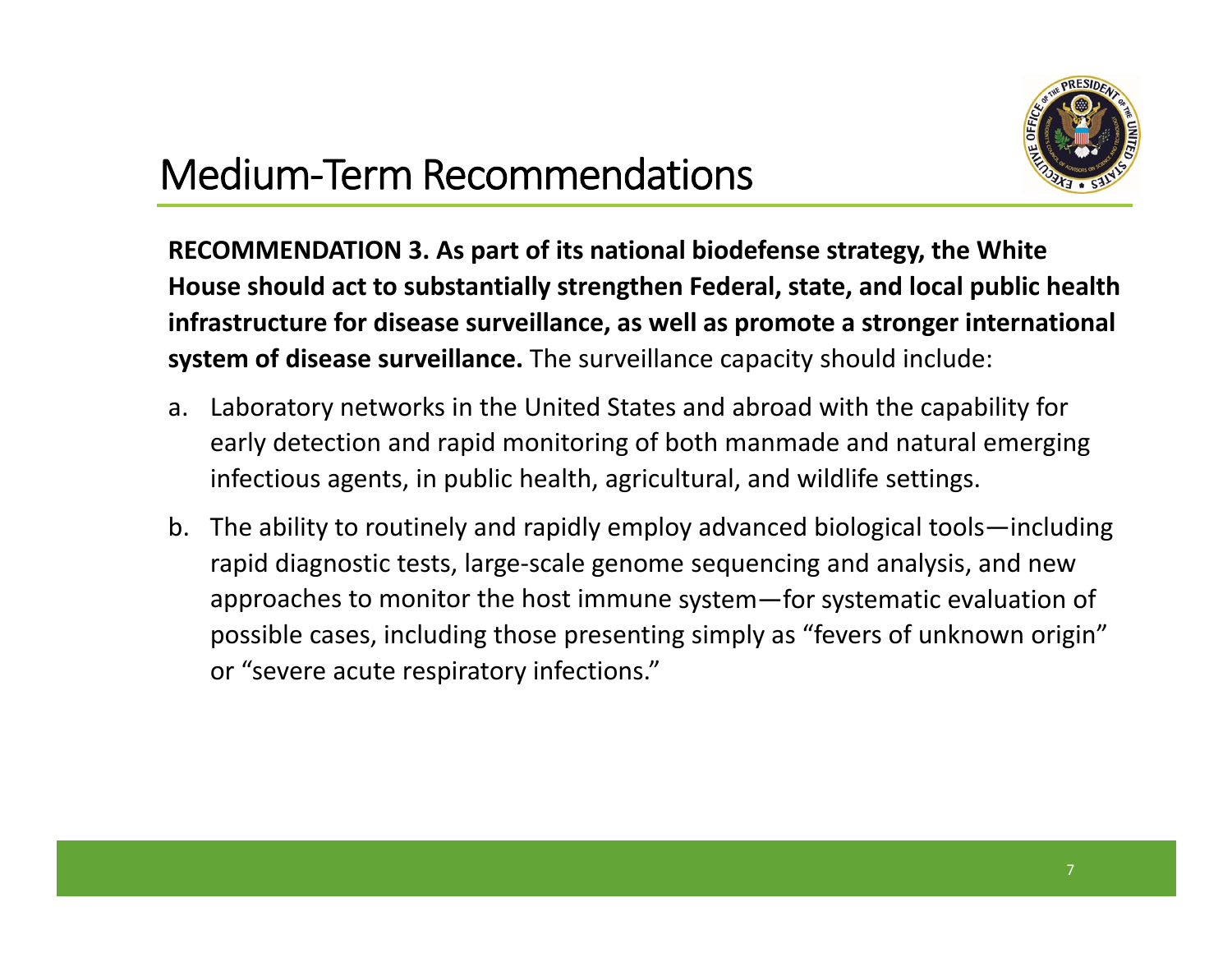# Medium-Term Recommendations

**RECOMMENDATION 3. As part of its national biodefense strategy, the White House should act to substantially strengthen Federal, state, and local public health infrastructure for disease surveillance, as well as promote a stronger international system of disease surveillance.** The surveillance capacity should include:

a. Laboratory networks in the United States and abroad with the capability for early detection and rapid monitoring of both manmade and natural emerging infectious agents, in public health, agricultural, and wildlife settings.

b. The ability to routinely and rapidly employ advanced biological tools—including rapid diagnostic tests, large-scale genome sequencing and analysis, and new approaches to monitor the host immune system—for systematic evaluation of possible cases, including those presenting simply as "fevers of unknown origin" or "severe acute respiratory infections."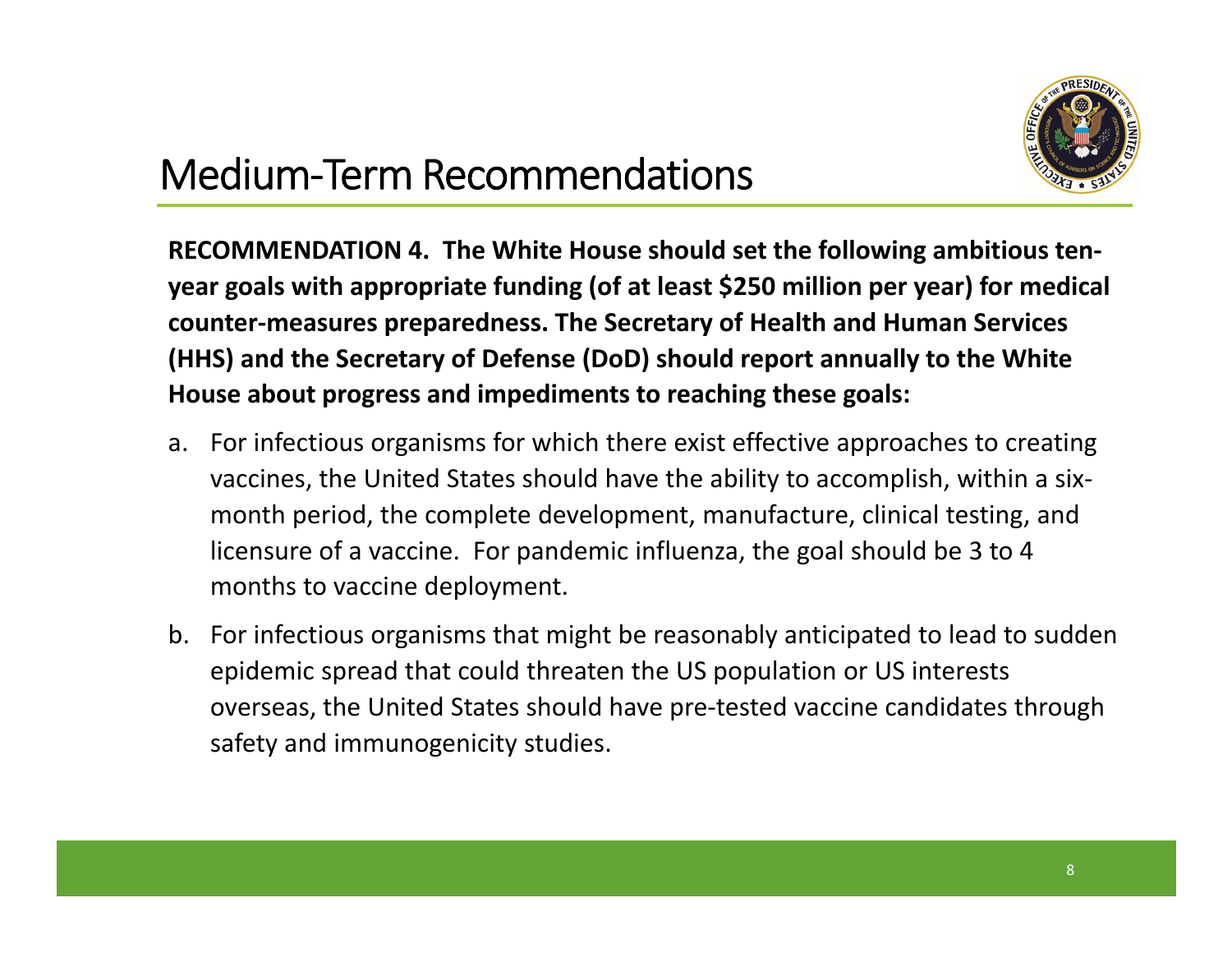# Medium-Term Recommendations

**RECOMMENDATION 4. The White House should set the following ambitious ten-year goals with appropriate funding (of at least $250 million per year) for medical counter-measures preparedness. The Secretary of Health and Human Services (HHS) and the Secretary of Defense (DoD) should report annually to the White House about progress and impediments to reaching these goals:**

a. For infectious organisms for which there exist effective approaches to creating vaccines, the United States should have the ability to accomplish, within a six-month period, the complete development, manufacture, clinical testing, and licensure of a vaccine. For pandemic influenza, the goal should be 3 to 4 months to vaccine deployment.

b. For infectious organisms that might be reasonably anticipated to lead to sudden epidemic spread that could threaten the US population or US interests overseas, the United States should have pre-tested vaccine candidates through safety and immunogenicity studies.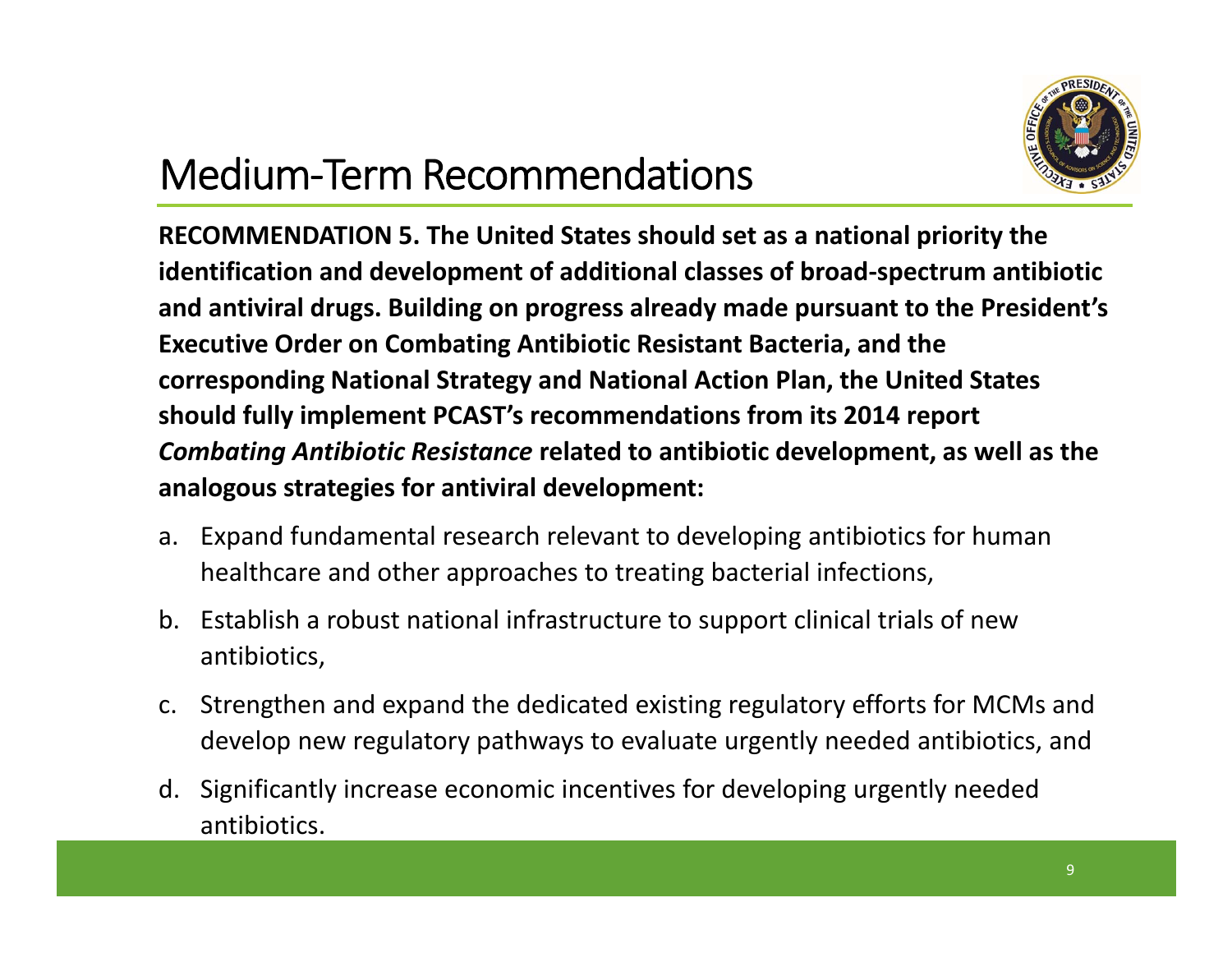# Medium-Term Recommendations

**RECOMMENDATION 5. The United States should set as a national priority the identification and development of additional classes of broad-spectrum antibiotic and antiviral drugs. Building on progress already made pursuant to the President's Executive Order on Combating Antibiotic Resistant Bacteria, and the corresponding National Strategy and National Action Plan, the United States should fully implement PCAST's recommendations from its 2014 report *Combating Antibiotic Resistance* related to antibiotic development, as well as the analogous strategies for antiviral development:**

a. Expand fundamental research relevant to developing antibiotics for human healthcare and other approaches to treating bacterial infections,

b. Establish a robust national infrastructure to support clinical trials of new antibiotics,

c. Strengthen and expand the dedicated existing regulatory efforts for MCMs and develop new regulatory pathways to evaluate urgently needed antibiotics, and

d. Significantly increase economic incentives for developing urgently needed antibiotics.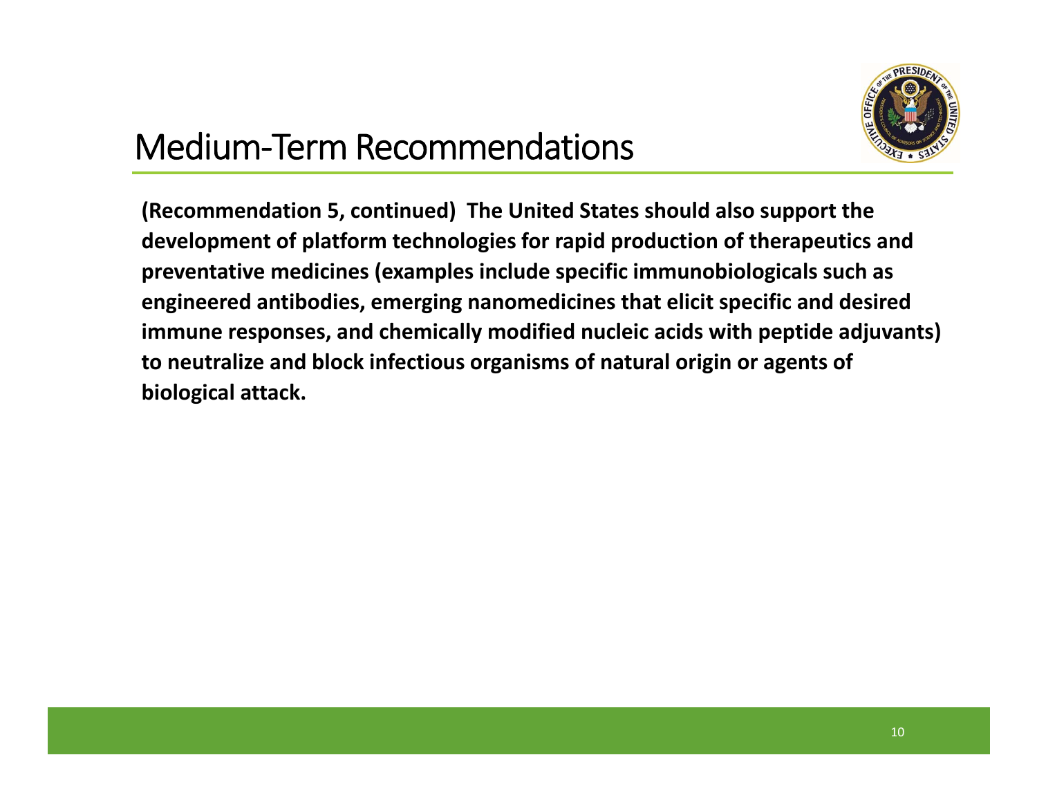# Medium-Term Recommendations

**(Recommendation 5, continued) The United States should also support the development of platform technologies for rapid production of therapeutics and preventative medicines (examples include specific immunobiologicals such as engineered antibodies, emerging nanomedicines that elicit specific and desired immune responses, and chemically modified nucleic acids with peptide adjuvants) to neutralize and block infectious organisms of natural origin or agents of biological attack.**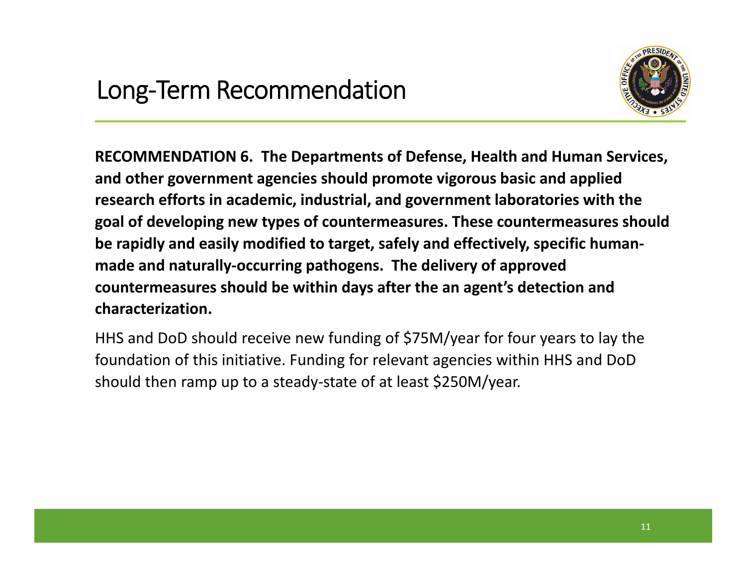# Long-Term Recommendation

**RECOMMENDATION 6. The Departments of Defense, Health and Human Services, and other government agencies should promote vigorous basic and applied research efforts in academic, industrial, and government laboratories with the goal of developing new types of countermeasures. These countermeasures should be rapidly and easily modified to target, safely and effectively, specific human-made and naturally-occurring pathogens. The delivery of approved countermeasures should be within days after the an agent's detection and characterization.**

HHS and DoD should receive new funding of $75M/year for four years to lay the foundation of this initiative. Funding for relevant agencies within HHS and DoD should then ramp up to a steady-state of at least $250M/year.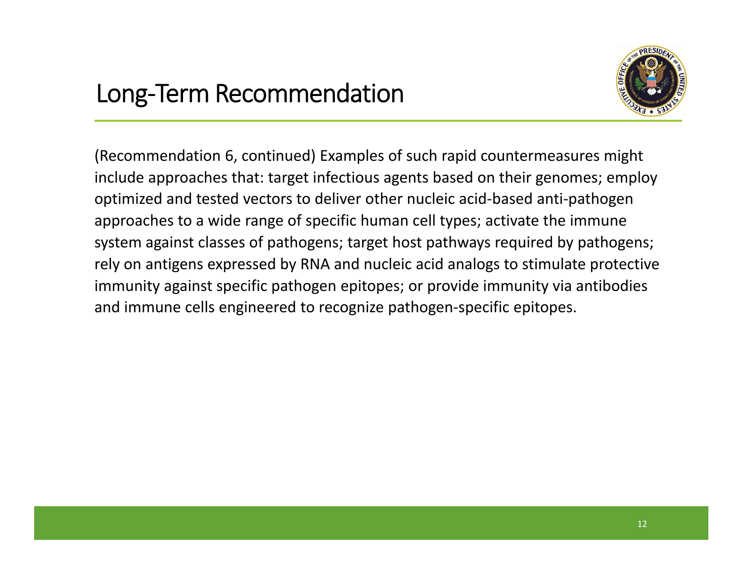# Long-Term Recommendation

(Recommendation 6, continued) Examples of such rapid countermeasures might include approaches that: target infectious agents based on their genomes; employ optimized and tested vectors to deliver other nucleic acid-based anti-pathogen approaches to a wide range of specific human cell types; activate the immune system against classes of pathogens; target host pathways required by pathogens; rely on antigens expressed by RNA and nucleic acid analogs to stimulate protective immunity against specific pathogen epitopes; or provide immunity via antibodies and immune cells engineered to recognize pathogen-specific epitopes.